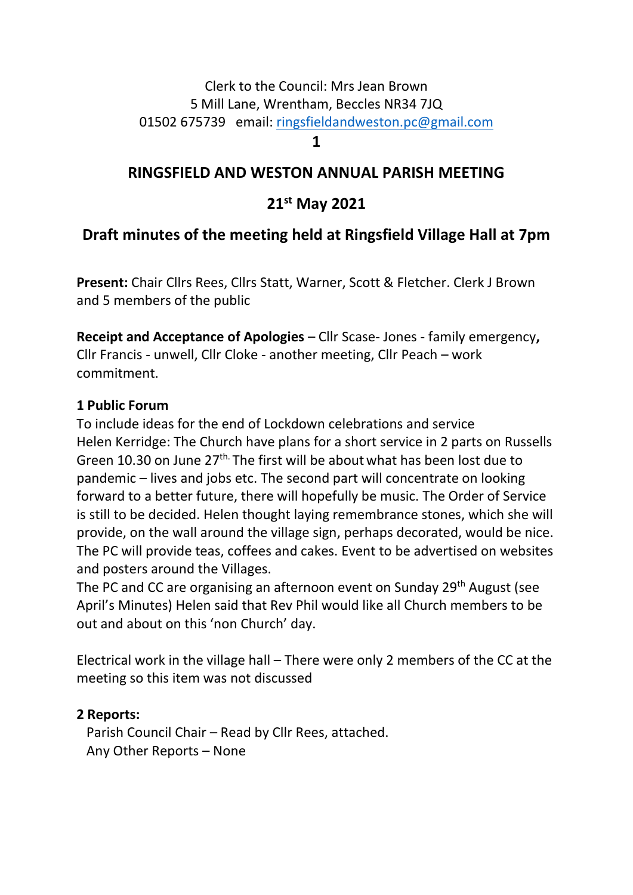Clerk to the Council: Mrs Jean Brown
5 Mill Lane, Wrentham, Beccles NR34 7JQ
01502 675739 email: ringsfieldandweston.pc@gmail.com

## RINGSFIELD AND WESTON ANNUAL PARISH MEETING

## 21st May 2021

## Draft minutes of the meeting held at Ringsfield Village Hall at 7pm

**Present:** Chair Cllrs Rees, Cllrs Statt, Warner, Scott & Fletcher. Clerk J Brown and 5 members of the public

**Receipt and Acceptance of Apologies** – Cllr Scase- Jones - family emergency**,** Cllr Francis - unwell, Cllr Cloke - another meeting, Cllr Peach – work commitment.

**1 Public Forum**

To include ideas for the end of Lockdown celebrations and service

Helen Kerridge: The Church have plans for a short service in 2 parts on Russells Green 10.30 on June 27th. The first will be about what has been lost due to pandemic – lives and jobs etc. The second part will concentrate on looking forward to a better future, there will hopefully be music. The Order of Service is still to be decided. Helen thought laying remembrance stones, which she will provide, on the wall around the village sign, perhaps decorated, would be nice. The PC will provide teas, coffees and cakes. Event to be advertised on websites and posters around the Villages.

The PC and CC are organising an afternoon event on Sunday 29th August (see April's Minutes) Helen said that Rev Phil would like all Church members to be out and about on this 'non Church' day.

Electrical work in the village hall – There were only 2 members of the CC at the meeting so this item was not discussed

**2 Reports:**

Parish Council Chair – Read by Cllr Rees, attached.

Any Other Reports – None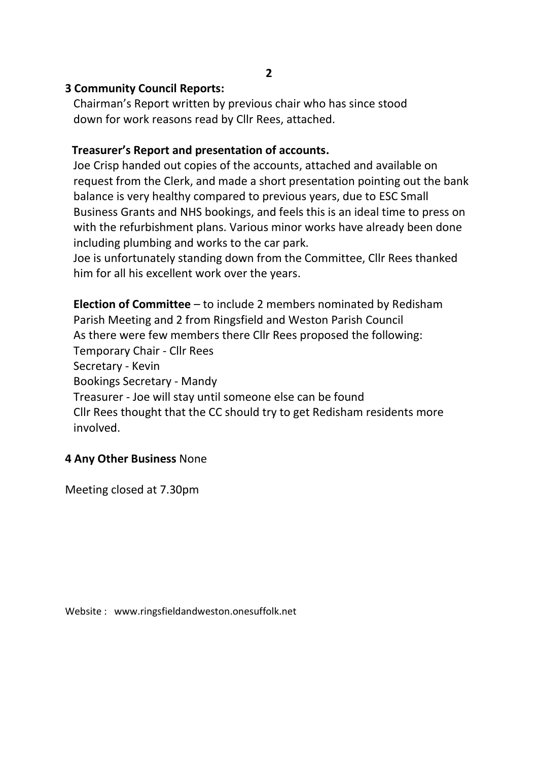**3 Community Council Reports:**

Chairman's Report written by previous chair who has since stood down for work reasons read by Cllr Rees, attached.

**Treasurer's Report and presentation of accounts.**

Joe Crisp handed out copies of the accounts, attached and available on request from the Clerk, and made a short presentation pointing out the bank balance is very healthy compared to previous years, due to ESC Small Business Grants and NHS bookings, and feels this is an ideal time to press on with the refurbishment plans. Various minor works have already been done including plumbing and works to the car park.

Joe is unfortunately standing down from the Committee, Cllr Rees thanked him for all his excellent work over the years.

**Election of Committee** – to include 2 members nominated by Redisham Parish Meeting and 2 from Ringsfield and Weston Parish Council

As there were few members there Cllr Rees proposed the following:

Temporary Chair - Cllr Rees

Secretary - Kevin

Bookings Secretary - Mandy

Treasurer - Joe will stay until someone else can be found

Cllr Rees thought that the CC should try to get Redisham residents more involved.

**4 Any Other Business** None

Meeting closed at 7.30pm

Website : www.ringsfieldandweston.onesuffolk.net